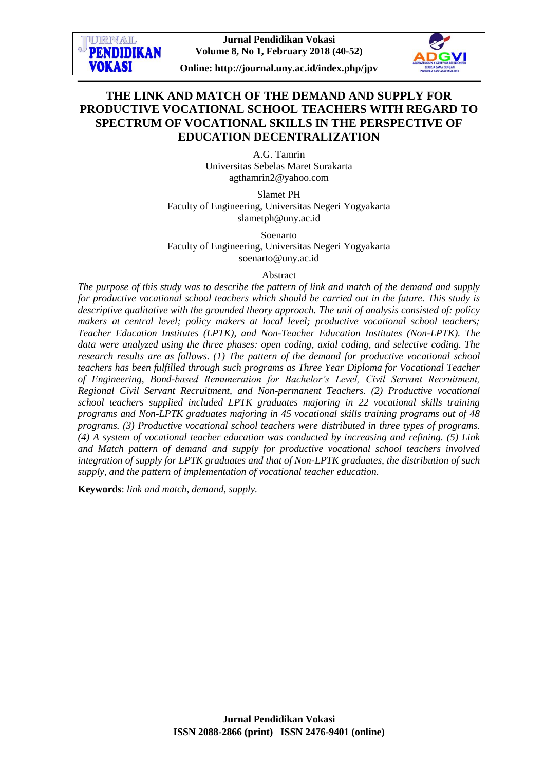# THE LINK AND MATCH OF THE DEMAND AND SUPPLY FOR PRODUCTIVE VOCATIONAL SCHOOL TEACHERS WITH REGARD TO SPECTRUM OF VOCATIONAL SKILLS IN THE PERSPECTIVE OF EDUCATION DECENTRALIZATION

A.G. Tamrin
Universitas Sebelas Maret Surakarta
agthamrin2@yahoo.com

Slamet PH
Faculty of Engineering, Universitas Negeri Yogyakarta
slametph@uny.ac.id

Soenarto
Faculty of Engineering, Universitas Negeri Yogyakarta
soenarto@uny.ac.id

## Abstract

*The purpose of this study was to describe the pattern of link and match of the demand and supply for productive vocational school teachers which should be carried out in the future. This study is descriptive qualitative with the grounded theory approach. The unit of analysis consisted of: policy makers at central level; policy makers at local level; productive vocational school teachers; Teacher Education Institutes (LPTK), and Non-Teacher Education Institutes (Non-LPTK). The data were analyzed using the three phases: open coding, axial coding, and selective coding. The research results are as follows. (1) The pattern of the demand for productive vocational school teachers has been fulfilled through such programs as Three Year Diploma for Vocational Teacher of Engineering, Bond-based Remuneration for Bachelor's Level, Civil Servant Recruitment, Regional Civil Servant Recruitment, and Non-permanent Teachers. (2) Productive vocational school teachers supplied included LPTK graduates majoring in 22 vocational skills training programs and Non-LPTK graduates majoring in 45 vocational skills training programs out of 48 programs. (3) Productive vocational school teachers were distributed in three types of programs. (4) A system of vocational teacher education was conducted by increasing and refining. (5) Link and Match pattern of demand and supply for productive vocational school teachers involved integration of supply for LPTK graduates and that of Non-LPTK graduates, the distribution of such supply, and the pattern of implementation of vocational teacher education.*

**Keywords**: *link and match, demand, supply.*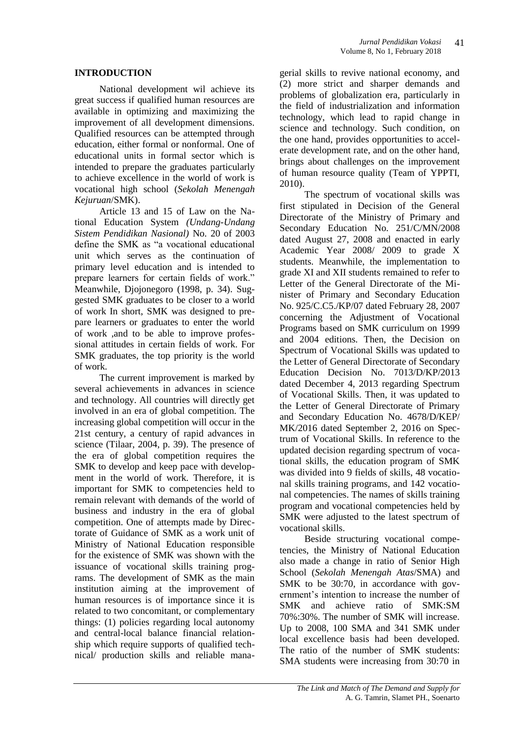## INTRODUCTION

National development wil achieve its great success if qualified human resources are available in optimizing and maximizing the improvement of all development dimensions. Qualified resources can be attempted through education, either formal or nonformal. One of educational units in formal sector which is intended to prepare the graduates particularly to achieve excellence in the world of work is vocational high school (*Sekolah Menengah Kejuruan*/SMK).

Article 13 and 15 of Law on the National Education System *(Undang-Undang Sistem Pendidikan Nasional)* No. 20 of 2003 define the SMK as "a vocational educational unit which serves as the continuation of primary level education and is intended to prepare learners for certain fields of work." Meanwhile, Djojonegoro (1998, p. 34). Suggested SMK graduates to be closer to a world of work In short, SMK was designed to prepare learners or graduates to enter the world of work ,and to be able to improve professional attitudes in certain fields of work. For SMK graduates, the top priority is the world of work.

The current improvement is marked by several achievements in advances in science and technology. All countries will directly get involved in an era of global competition. The increasing global competition will occur in the 21st century, a century of rapid advances in science (Tilaar, 2004, p. 39). The presence of the era of global competition requires the SMK to develop and keep pace with development in the world of work. Therefore, it is important for SMK to competencies held to remain relevant with demands of the world of business and industry in the era of global competition. One of attempts made by Directorate of Guidance of SMK as a work unit of Ministry of National Education responsible for the existence of SMK was shown with the issuance of vocational skills training programs. The development of SMK as the main institution aiming at the improvement of human resources is of importance since it is related to two concomitant, or complementary things: (1) policies regarding local autonomy and central-local balance financial relationship which require supports of qualified technical/ production skills and reliable managerial skills to revive national economy, and (2) more strict and sharper demands and problems of globalization era, particularly in the field of industrialization and information technology, which lead to rapid change in science and technology. Such condition, on the one hand, provides opportunities to accelerate development rate, and on the other hand, brings about challenges on the improvement of human resource quality (Team of YPPTI, 2010).

The spectrum of vocational skills was first stipulated in Decision of the General Directorate of the Ministry of Primary and Secondary Education No. 251/C/MN/2008 dated August 27, 2008 and enacted in early Academic Year 2008/ 2009 to grade X students. Meanwhile, the implementation to grade XI and XII students remained to refer to Letter of the General Directorate of the Minister of Primary and Secondary Education No. 925/C.C5./KP/07 dated February 28, 2007 concerning the Adjustment of Vocational Programs based on SMK curriculum on 1999 and 2004 editions. Then, the Decision on Spectrum of Vocational Skills was updated to the Letter of General Directorate of Secondary Education Decision No. 7013/D/KP/2013 dated December 4, 2013 regarding Spectrum of Vocational Skills. Then, it was updated to the Letter of General Directorate of Primary and Secondary Education No. 4678/D/KEP/ MK/2016 dated September 2, 2016 on Spectrum of Vocational Skills. In reference to the updated decision regarding spectrum of vocational skills, the education program of SMK was divided into 9 fields of skills, 48 vocational skills training programs, and 142 vocational competencies. The names of skills training program and vocational competencies held by SMK were adjusted to the latest spectrum of vocational skills.

Beside structuring vocational competencies, the Ministry of National Education also made a change in ratio of Senior High School (*Sekolah Menengah Atas*/SMA) and SMK to be 30:70, in accordance with government's intention to increase the number of SMK and achieve ratio of SMK:SM 70%:30%. The number of SMK will increase. Up to 2008, 100 SMA and 341 SMK under local excellence basis had been developed. The ratio of the number of SMK students: SMA students were increasing from 30:70 in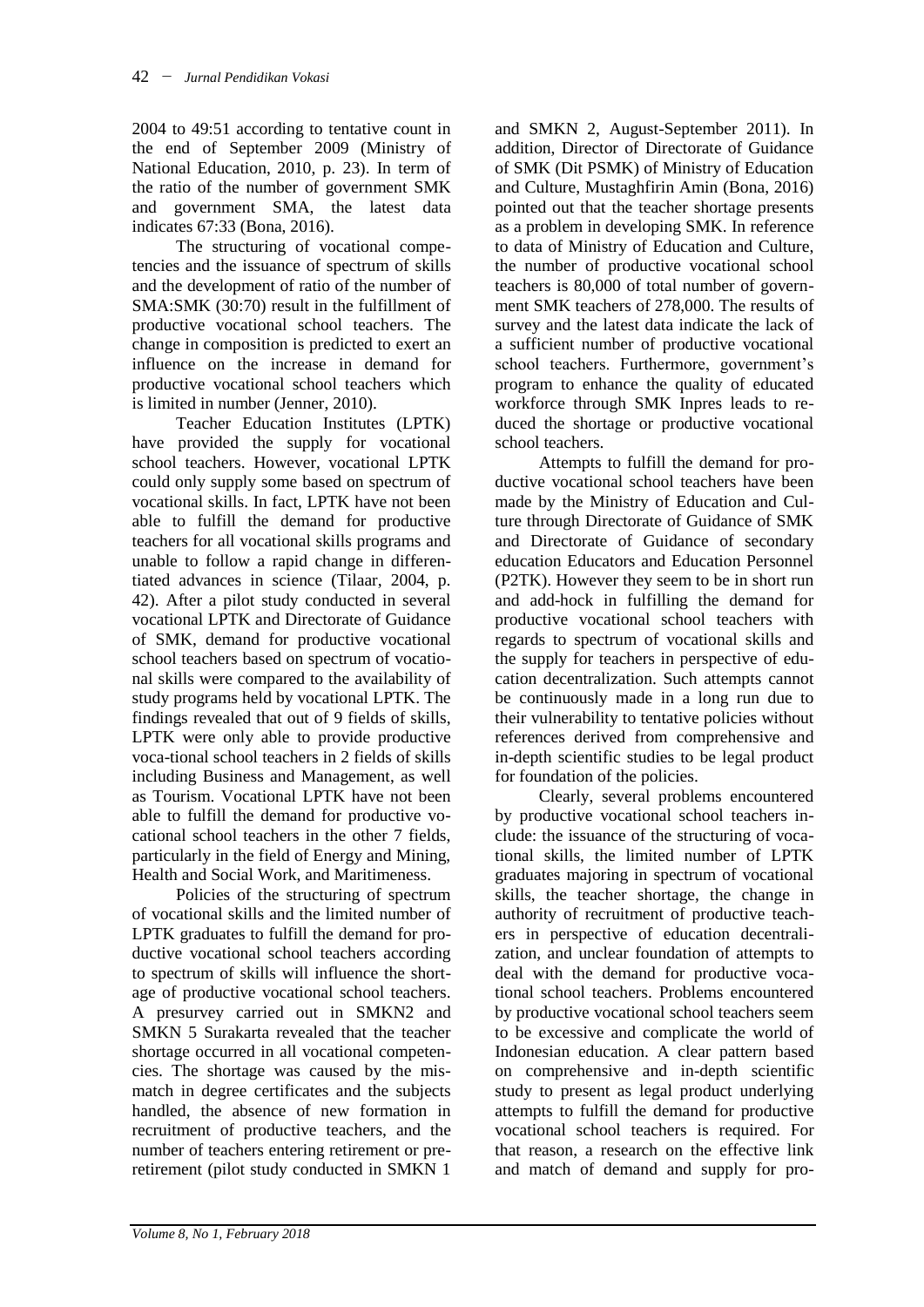2004 to 49:51 according to tentative count in the end of September 2009 (Ministry of National Education, 2010, p. 23). In term of the ratio of the number of government SMK and government SMA, the latest data indicates 67:33 (Bona, 2016).

The structuring of vocational competencies and the issuance of spectrum of skills and the development of ratio of the number of SMA:SMK (30:70) result in the fulfillment of productive vocational school teachers. The change in composition is predicted to exert an influence on the increase in demand for productive vocational school teachers which is limited in number (Jenner, 2010).

Teacher Education Institutes (LPTK) have provided the supply for vocational school teachers. However, vocational LPTK could only supply some based on spectrum of vocational skills. In fact, LPTK have not been able to fulfill the demand for productive teachers for all vocational skills programs and unable to follow a rapid change in differentiated advances in science (Tilaar, 2004, p. 42). After a pilot study conducted in several vocational LPTK and Directorate of Guidance of SMK, demand for productive vocational school teachers based on spectrum of vocational skills were compared to the availability of study programs held by vocational LPTK. The findings revealed that out of 9 fields of skills, LPTK were only able to provide productive voca-tional school teachers in 2 fields of skills including Business and Management, as well as Tourism. Vocational LPTK have not been able to fulfill the demand for productive vocational school teachers in the other 7 fields, particularly in the field of Energy and Mining, Health and Social Work, and Maritimeness.

Policies of the structuring of spectrum of vocational skills and the limited number of LPTK graduates to fulfill the demand for productive vocational school teachers according to spectrum of skills will influence the shortage of productive vocational school teachers. A presurvey carried out in SMKN2 and SMKN 5 Surakarta revealed that the teacher shortage occurred in all vocational competencies. The shortage was caused by the mismatch in degree certificates and the subjects handled, the absence of new formation in recruitment of productive teachers, and the number of teachers entering retirement or pre-retirement (pilot study conducted in SMKN 1 and SMKN 2, August-September 2011). In addition, Director of Directorate of Guidance of SMK (Dit PSMK) of Ministry of Education and Culture, Mustaghfirin Amin (Bona, 2016) pointed out that the teacher shortage presents as a problem in developing SMK. In reference to data of Ministry of Education and Culture, the number of productive vocational school teachers is 80,000 of total number of government SMK teachers of 278,000. The results of survey and the latest data indicate the lack of a sufficient number of productive vocational school teachers. Furthermore, government's program to enhance the quality of educated workforce through SMK Inpres leads to reduced the shortage or productive vocational school teachers.

Attempts to fulfill the demand for productive vocational school teachers have been made by the Ministry of Education and Culture through Directorate of Guidance of SMK and Directorate of Guidance of secondary education Educators and Education Personnel (P2TK). However they seem to be in short run and add-hock in fulfilling the demand for productive vocational school teachers with regards to spectrum of vocational skills and the supply for teachers in perspective of education decentralization. Such attempts cannot be continuously made in a long run due to their vulnerability to tentative policies without references derived from comprehensive and in-depth scientific studies to be legal product for foundation of the policies.

Clearly, several problems encountered by productive vocational school teachers include: the issuance of the structuring of vocational skills, the limited number of LPTK graduates majoring in spectrum of vocational skills, the teacher shortage, the change in authority of recruitment of productive teachers in perspective of education decentralization, and unclear foundation of attempts to deal with the demand for productive vocational school teachers. Problems encountered by productive vocational school teachers seem to be excessive and complicate the world of Indonesian education. A clear pattern based on comprehensive and in-depth scientific study to present as legal product underlying attempts to fulfill the demand for productive vocational school teachers is required. For that reason, a research on the effective link and match of demand and supply for pro-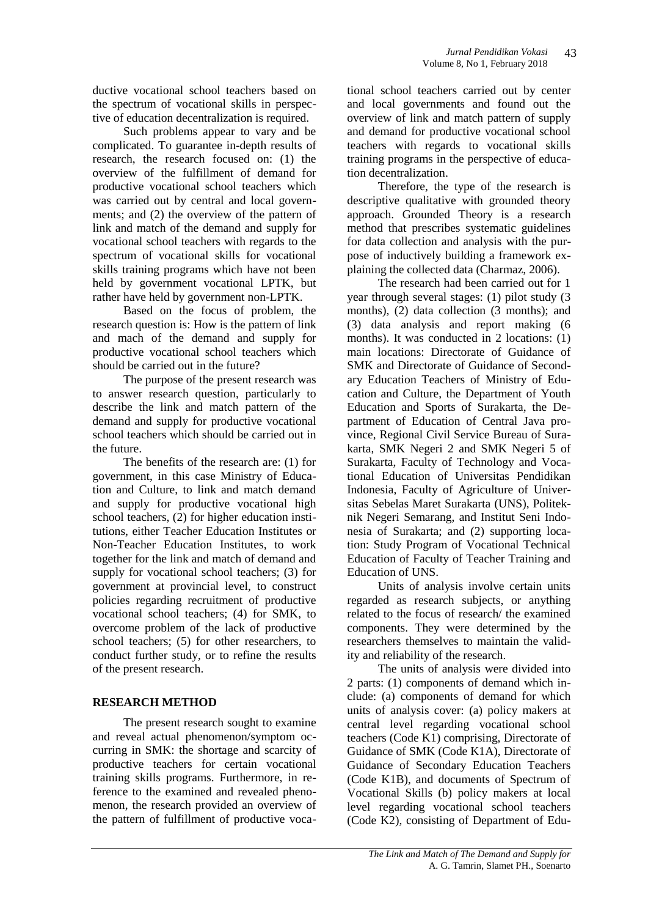ductive vocational school teachers based on the spectrum of vocational skills in perspective of education decentralization is required.

Such problems appear to vary and be complicated. To guarantee in-depth results of research, the research focused on: (1) the overview of the fulfillment of demand for productive vocational school teachers which was carried out by central and local governments; and (2) the overview of the pattern of link and match of the demand and supply for vocational school teachers with regards to the spectrum of vocational skills for vocational skills training programs which have not been held by government vocational LPTK, but rather have held by government non-LPTK.

Based on the focus of problem, the research question is: How is the pattern of link and mach of the demand and supply for productive vocational school teachers which should be carried out in the future?

The purpose of the present research was to answer research question, particularly to describe the link and match pattern of the demand and supply for productive vocational school teachers which should be carried out in the future.

The benefits of the research are: (1) for government, in this case Ministry of Education and Culture, to link and match demand and supply for productive vocational high school teachers, (2) for higher education institutions, either Teacher Education Institutes or Non-Teacher Education Institutes, to work together for the link and match of demand and supply for vocational school teachers; (3) for government at provincial level, to construct policies regarding recruitment of productive vocational school teachers; (4) for SMK, to overcome problem of the lack of productive school teachers; (5) for other researchers, to conduct further study, or to refine the results of the present research.

## RESEARCH METHOD

The present research sought to examine and reveal actual phenomenon/symptom occurring in SMK: the shortage and scarcity of productive teachers for certain vocational training skills programs. Furthermore, in reference to the examined and revealed phenomenon, the research provided an overview of the pattern of fulfillment of productive vocational school teachers carried out by center and local governments and found out the overview of link and match pattern of supply and demand for productive vocational school teachers with regards to vocational skills training programs in the perspective of education decentralization.

Therefore, the type of the research is descriptive qualitative with grounded theory approach. Grounded Theory is a research method that prescribes systematic guidelines for data collection and analysis with the purpose of inductively building a framework explaining the collected data (Charmaz, 2006).

The research had been carried out for 1 year through several stages: (1) pilot study (3 months), (2) data collection (3 months); and (3) data analysis and report making (6 months). It was conducted in 2 locations: (1) main locations: Directorate of Guidance of SMK and Directorate of Guidance of Secondary Education Teachers of Ministry of Education and Culture, the Department of Youth Education and Sports of Surakarta, the Department of Education of Central Java province, Regional Civil Service Bureau of Surakarta, SMK Negeri 2 and SMK Negeri 5 of Surakarta, Faculty of Technology and Vocational Education of Universitas Pendidikan Indonesia, Faculty of Agriculture of Universitas Sebelas Maret Surakarta (UNS), Politeknik Negeri Semarang, and Institut Seni Indonesia of Surakarta; and (2) supporting location: Study Program of Vocational Technical Education of Faculty of Teacher Training and Education of UNS.

Units of analysis involve certain units regarded as research subjects, or anything related to the focus of research/ the examined components. They were determined by the researchers themselves to maintain the validity and reliability of the research.

The units of analysis were divided into 2 parts: (1) components of demand which include: (a) components of demand for which units of analysis cover: (a) policy makers at central level regarding vocational school teachers (Code K1) comprising, Directorate of Guidance of SMK (Code K1A), Directorate of Guidance of Secondary Education Teachers (Code K1B), and documents of Spectrum of Vocational Skills (b) policy makers at local level regarding vocational school teachers (Code K2), consisting of Department of Edu-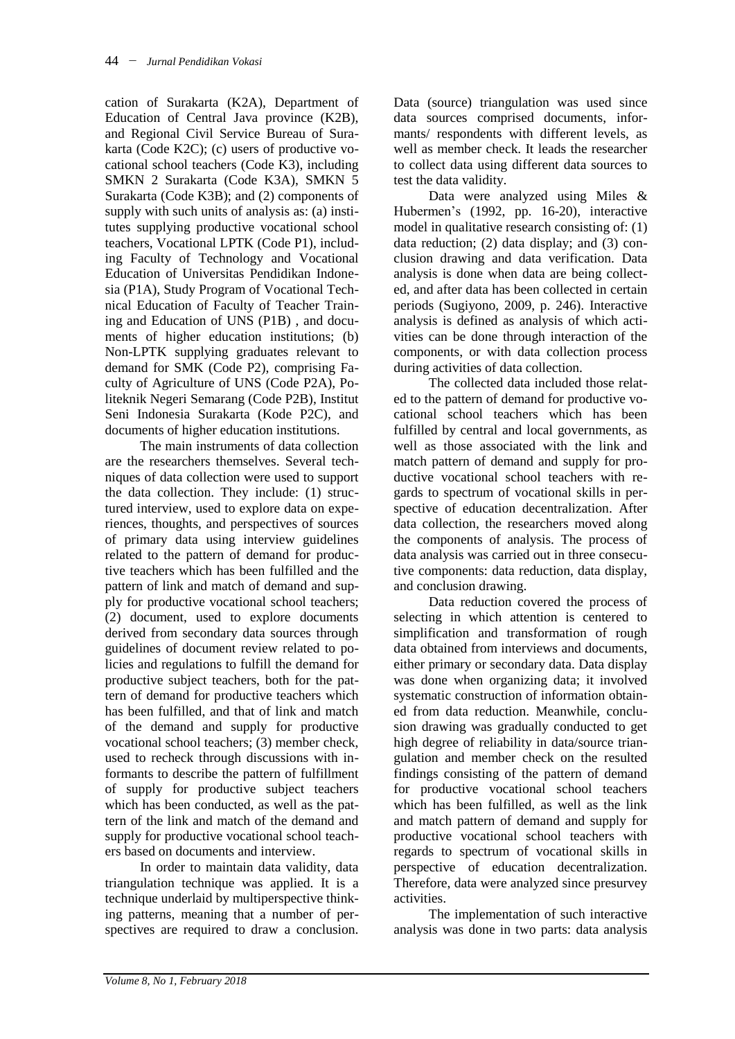cation of Surakarta (K2A), Department of Education of Central Java province (K2B), and Regional Civil Service Bureau of Surakarta (Code K2C); (c) users of productive vocational school teachers (Code K3), including SMKN 2 Surakarta (Code K3A), SMKN 5 Surakarta (Code K3B); and (2) components of supply with such units of analysis as: (a) institutes supplying productive vocational school teachers, Vocational LPTK (Code P1), including Faculty of Technology and Vocational Education of Universitas Pendidikan Indonesia (P1A), Study Program of Vocational Technical Education of Faculty of Teacher Training and Education of UNS (P1B) , and documents of higher education institutions; (b) Non-LPTK supplying graduates relevant to demand for SMK (Code P2), comprising Faculty of Agriculture of UNS (Code P2A), Politeknik Negeri Semarang (Code P2B), Institut Seni Indonesia Surakarta (Kode P2C), and documents of higher education institutions.

The main instruments of data collection are the researchers themselves. Several techniques of data collection were used to support the data collection. They include: (1) structured interview, used to explore data on experiences, thoughts, and perspectives of sources of primary data using interview guidelines related to the pattern of demand for productive teachers which has been fulfilled and the pattern of link and match of demand and supply for productive vocational school teachers; (2) document, used to explore documents derived from secondary data sources through guidelines of document review related to policies and regulations to fulfill the demand for productive subject teachers, both for the pattern of demand for productive teachers which has been fulfilled, and that of link and match of the demand and supply for productive vocational school teachers; (3) member check, used to recheck through discussions with informants to describe the pattern of fulfillment of supply for productive subject teachers which has been conducted, as well as the pattern of the link and match of the demand and supply for productive vocational school teachers based on documents and interview.

In order to maintain data validity, data triangulation technique was applied. It is a technique underlaid by multiperspective thinking patterns, meaning that a number of perspectives are required to draw a conclusion. Data (source) triangulation was used since data sources comprised documents, informants/ respondents with different levels, as well as member check. It leads the researcher to collect data using different data sources to test the data validity.

Data were analyzed using Miles & Hubermen's (1992, pp. 16-20), interactive model in qualitative research consisting of: (1) data reduction; (2) data display; and (3) conclusion drawing and data verification. Data analysis is done when data are being collected, and after data has been collected in certain periods (Sugiyono, 2009, p. 246). Interactive analysis is defined as analysis of which activities can be done through interaction of the components, or with data collection process during activities of data collection.

The collected data included those related to the pattern of demand for productive vocational school teachers which has been fulfilled by central and local governments, as well as those associated with the link and match pattern of demand and supply for productive vocational school teachers with regards to spectrum of vocational skills in perspective of education decentralization. After data collection, the researchers moved along the components of analysis. The process of data analysis was carried out in three consecutive components: data reduction, data display, and conclusion drawing.

Data reduction covered the process of selecting in which attention is centered to simplification and transformation of rough data obtained from interviews and documents, either primary or secondary data. Data display was done when organizing data; it involved systematic construction of information obtained from data reduction. Meanwhile, conclusion drawing was gradually conducted to get high degree of reliability in data/source triangulation and member check on the resulted findings consisting of the pattern of demand for productive vocational school teachers which has been fulfilled, as well as the link and match pattern of demand and supply for productive vocational school teachers with regards to spectrum of vocational skills in perspective of education decentralization. Therefore, data were analyzed since presurvey activities.

The implementation of such interactive analysis was done in two parts: data analysis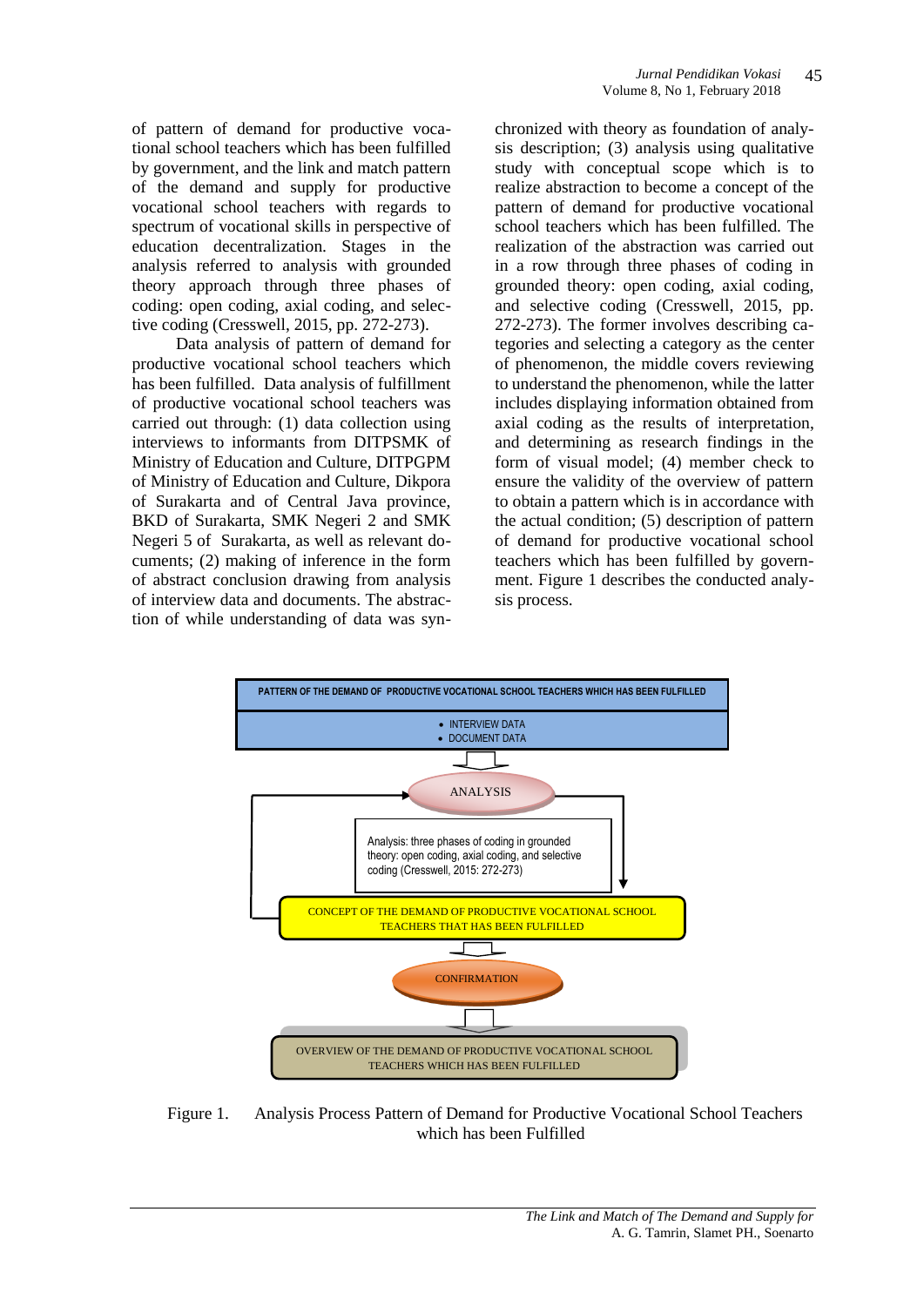of pattern of demand for productive vocational school teachers which has been fulfilled by government, and the link and match pattern of the demand and supply for productive vocational school teachers with regards to spectrum of vocational skills in perspective of education decentralization. Stages in the analysis referred to analysis with grounded theory approach through three phases of coding: open coding, axial coding, and selective coding (Cresswell, 2015, pp. 272-273).

Data analysis of pattern of demand for productive vocational school teachers which has been fulfilled. Data analysis of fulfillment of productive vocational school teachers was carried out through: (1) data collection using interviews to informants from DITPSMK of Ministry of Education and Culture, DITPGPM of Ministry of Education and Culture, Dikpora of Surakarta and of Central Java province, BKD of Surakarta, SMK Negeri 2 and SMK Negeri 5 of Surakarta, as well as relevant documents; (2) making of inference in the form of abstract conclusion drawing from analysis of interview data and documents. The abstraction of while understanding of data was synchronized with theory as foundation of analysis description; (3) analysis using qualitative study with conceptual scope which is to realize abstraction to become a concept of the pattern of demand for productive vocational school teachers which has been fulfilled. The realization of the abstraction was carried out in a row through three phases of coding in grounded theory: open coding, axial coding, and selective coding (Cresswell, 2015, pp. 272-273). The former involves describing categories and selecting a category as the center of phenomenon, the middle covers reviewing to understand the phenomenon, while the latter includes displaying information obtained from axial coding as the results of interpretation, and determining as research findings in the form of visual model; (4) member check to ensure the validity of the overview of pattern to obtain a pattern which is in accordance with the actual condition; (5) description of pattern of demand for productive vocational school teachers which has been fulfilled by government. Figure 1 describes the conducted analysis process.

PATTERN OF THE DEMAND OF PRODUCTIVE VOCATIONAL SCHOOL TEACHERS WHICH HAS BEEN FULFILLED

- INTERVIEW DATA
- DOCUMENT DATA

ANALYSIS

Analysis: three phases of coding in grounded theory: open coding, axial coding, and selective coding (Cresswell, 2015: 272-273)

CONCEPT OF THE DEMAND OF PRODUCTIVE VOCATIONAL SCHOOL TEACHERS THAT HAS BEEN FULFILLED

CONFIRMATION

OVERVIEW OF THE DEMAND OF PRODUCTIVE VOCATIONAL SCHOOL TEACHERS WHICH HAS BEEN FULFILLED

Figure 1. Analysis Process Pattern of Demand for Productive Vocational School Teachers which has been Fulfilled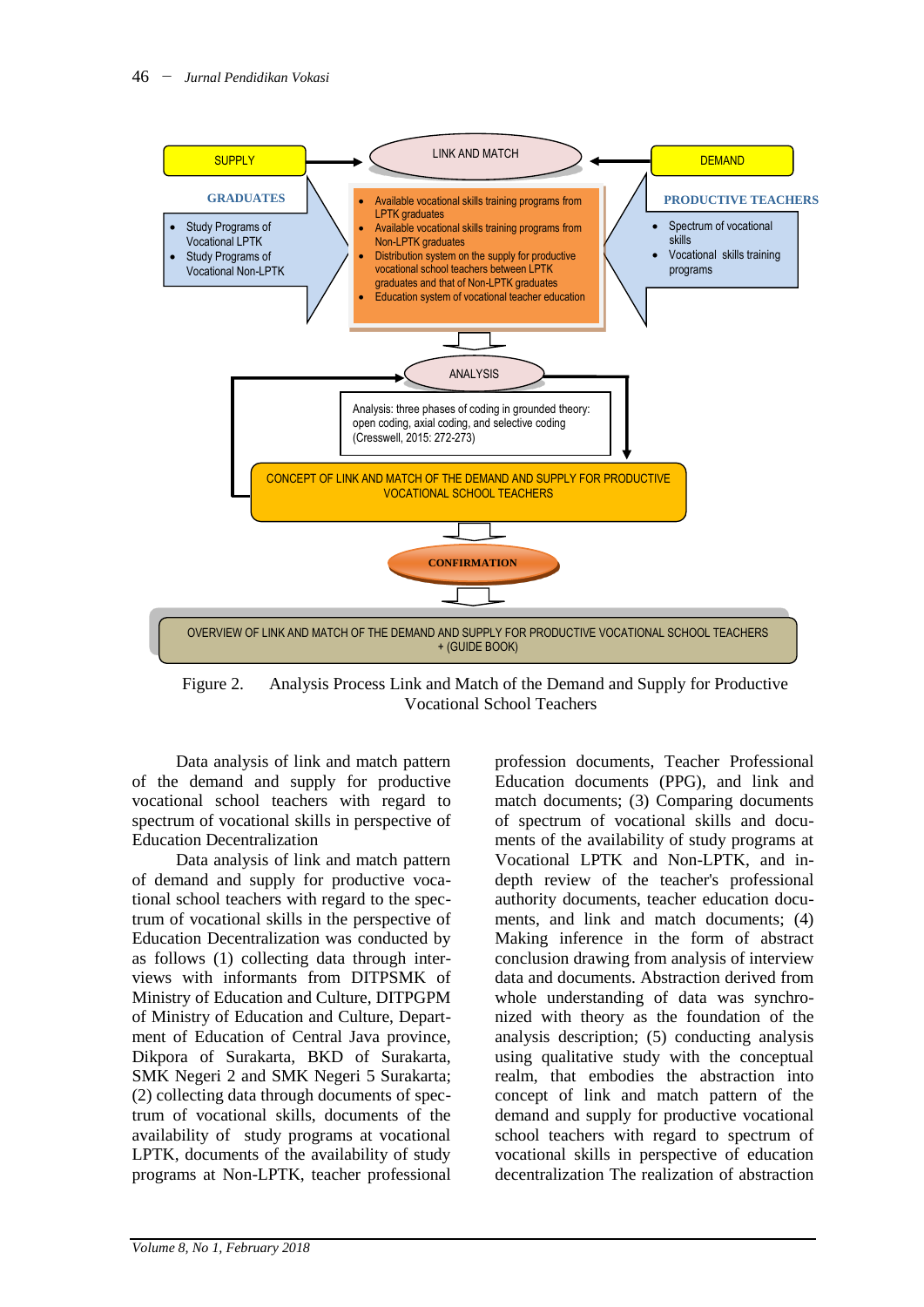SUPPLY

GRADUATES

- Study Programs of Vocational LPTK
- Study Programs of Vocational Non-LPTK

LINK AND MATCH

- Available vocational skills training programs from LPTK graduates
- Available vocational skills training programs from Non-LPTK graduates
- Distribution system on the supply for productive vocational school teachers between LPTK graduates and that of Non-LPTK graduates
- Education system of vocational teacher education

DEMAND

PRODUCTIVE TEACHERS

- Spectrum of vocational skills
- Vocational skills training programs

ANALYSIS

Analysis: three phases of coding in grounded theory: open coding, axial coding, and selective coding (Cresswell, 2015: 272-273)

CONCEPT OF LINK AND MATCH OF THE DEMAND AND SUPPLY FOR PRODUCTIVE VOCATIONAL SCHOOL TEACHERS

CONFIRMATION

OVERVIEW OF LINK AND MATCH OF THE DEMAND AND SUPPLY FOR PRODUCTIVE VOCATIONAL SCHOOL TEACHERS + (GUIDE BOOK)

Figure 2. Analysis Process Link and Match of the Demand and Supply for Productive Vocational School Teachers

Data analysis of link and match pattern of the demand and supply for productive vocational school teachers with regard to spectrum of vocational skills in perspective of Education Decentralization

Data analysis of link and match pattern of demand and supply for productive vocational school teachers with regard to the spectrum of vocational skills in the perspective of Education Decentralization was conducted by as follows (1) collecting data through interviews with informants from DITPSMK of Ministry of Education and Culture, DITPGPM of Ministry of Education and Culture, Department of Education of Central Java province, Dikpora of Surakarta, BKD of Surakarta, SMK Negeri 2 and SMK Negeri 5 Surakarta; (2) collecting data through documents of spectrum of vocational skills, documents of the availability of study programs at vocational LPTK, documents of the availability of study programs at Non-LPTK, teacher professional profession documents, Teacher Professional Education documents (PPG), and link and match documents; (3) Comparing documents of spectrum of vocational skills and documents of the availability of study programs at Vocational LPTK and Non-LPTK, and in-depth review of the teacher's professional authority documents, teacher education documents, and link and match documents; (4) Making inference in the form of abstract conclusion drawing from analysis of interview data and documents. Abstraction derived from whole understanding of data was synchronized with theory as the foundation of the analysis description; (5) conducting analysis using qualitative study with the conceptual realm, that embodies the abstraction into concept of link and match pattern of the demand and supply for productive vocational school teachers with regard to spectrum of vocational skills in perspective of education decentralization The realization of abstraction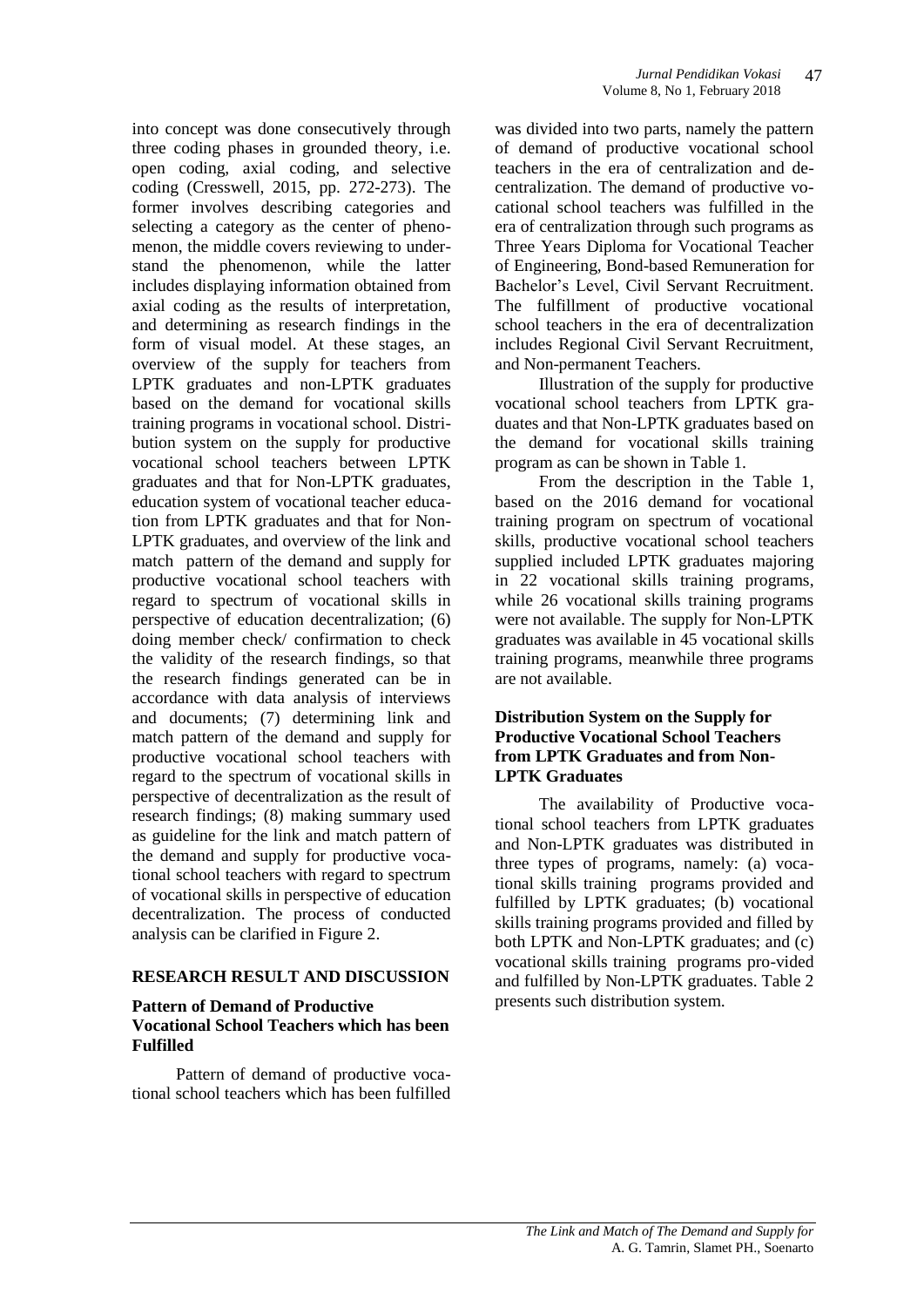into concept was done consecutively through three coding phases in grounded theory, i.e. open coding, axial coding, and selective coding (Cresswell, 2015, pp. 272-273). The former involves describing categories and selecting a category as the center of phenomenon, the middle covers reviewing to understand the phenomenon, while the latter includes displaying information obtained from axial coding as the results of interpretation, and determining as research findings in the form of visual model. At these stages, an overview of the supply for teachers from LPTK graduates and non-LPTK graduates based on the demand for vocational skills training programs in vocational school. Distribution system on the supply for productive vocational school teachers between LPTK graduates and that for Non-LPTK graduates, education system of vocational teacher education from LPTK graduates and that for Non-LPTK graduates, and overview of the link and match pattern of the demand and supply for productive vocational school teachers with regard to spectrum of vocational skills in perspective of education decentralization; (6) doing member check/ confirmation to check the validity of the research findings, so that the research findings generated can be in accordance with data analysis of interviews and documents; (7) determining link and match pattern of the demand and supply for productive vocational school teachers with regard to the spectrum of vocational skills in perspective of decentralization as the result of research findings; (8) making summary used as guideline for the link and match pattern of the demand and supply for productive vocational school teachers with regard to spectrum of vocational skills in perspective of education decentralization. The process of conducted analysis can be clarified in Figure 2.

## RESEARCH RESULT AND DISCUSSION

### Pattern of Demand of Productive Vocational School Teachers which has been Fulfilled

Pattern of demand of productive vocational school teachers which has been fulfilled was divided into two parts, namely the pattern of demand of productive vocational school teachers in the era of centralization and decentralization. The demand of productive vocational school teachers was fulfilled in the era of centralization through such programs as Three Years Diploma for Vocational Teacher of Engineering, Bond-based Remuneration for Bachelor's Level, Civil Servant Recruitment. The fulfillment of productive vocational school teachers in the era of decentralization includes Regional Civil Servant Recruitment, and Non-permanent Teachers.

Illustration of the supply for productive vocational school teachers from LPTK graduates and that Non-LPTK graduates based on the demand for vocational skills training program as can be shown in Table 1.

From the description in the Table 1, based on the 2016 demand for vocational training program on spectrum of vocational skills, productive vocational school teachers supplied included LPTK graduates majoring in 22 vocational skills training programs, while 26 vocational skills training programs were not available. The supply for Non-LPTK graduates was available in 45 vocational skills training programs, meanwhile three programs are not available.

### Distribution System on the Supply for Productive Vocational School Teachers from LPTK Graduates and from Non-LPTK Graduates

The availability of Productive vocational school teachers from LPTK graduates and Non-LPTK graduates was distributed in three types of programs, namely: (a) vocational skills training programs provided and fulfilled by LPTK graduates; (b) vocational skills training programs provided and filled by both LPTK and Non-LPTK graduates; and (c) vocational skills training programs pro-vided and fulfilled by Non-LPTK graduates. Table 2 presents such distribution system.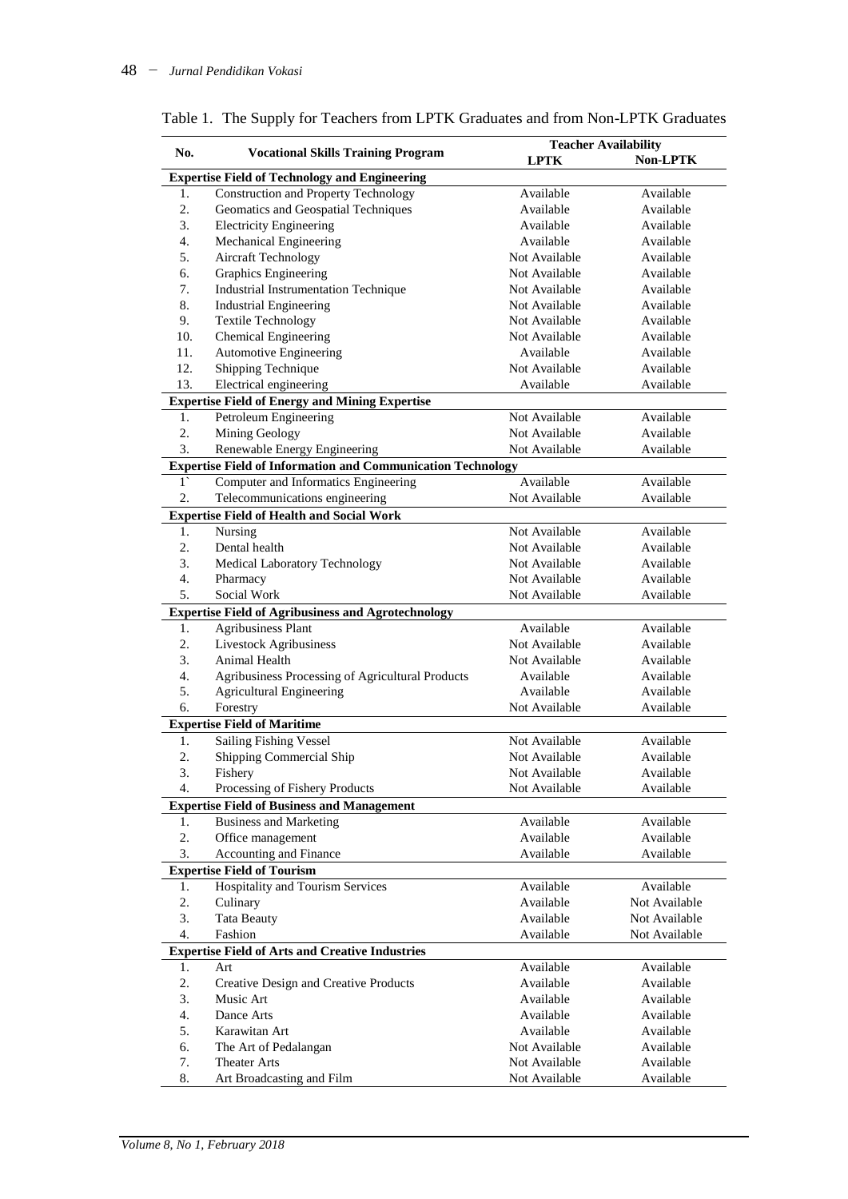Table 1. The Supply for Teachers from LPTK Graduates and from Non-LPTK Graduates

| No. | Vocational Skills Training Program | Teacher Availability | |
|---|---|---|---|
| | | LPTK | Non-LPTK |
| **Expertise Field of Technology and Engineering** | | | |
| 1. | Construction and Property Technology | Available | Available |
| 2. | Geomatics and Geospatial Techniques | Available | Available |
| 3. | Electricity Engineering | Available | Available |
| 4. | Mechanical Engineering | Available | Available |
| 5. | Aircraft Technology | Not Available | Available |
| 6. | Graphics Engineering | Not Available | Available |
| 7. | Industrial Instrumentation Technique | Not Available | Available |
| 8. | Industrial Engineering | Not Available | Available |
| 9. | Textile Technology | Not Available | Available |
| 10. | Chemical Engineering | Not Available | Available |
| 11. | Automotive Engineering | Available | Available |
| 12. | Shipping Technique | Not Available | Available |
| 13. | Electrical engineering | Available | Available |
| **Expertise Field of Energy and Mining Expertise** | | | |
| 1. | Petroleum Engineering | Not Available | Available |
| 2. | Mining Geology | Not Available | Available |
| 3. | Renewable Energy Engineering | Not Available | Available |
| **Expertise Field of Information and Communication Technology** | | | |
| 1` | Computer and Informatics Engineering | Available | Available |
| 2. | Telecommunications engineering | Not Available | Available |
| **Expertise Field of Health and Social Work** | | | |
| 1. | Nursing | Not Available | Available |
| 2. | Dental health | Not Available | Available |
| 3. | Medical Laboratory Technology | Not Available | Available |
| 4. | Pharmacy | Not Available | Available |
| 5. | Social Work | Not Available | Available |
| **Expertise Field of Agribusiness and Agrotechnology** | | | |
| 1. | Agribusiness Plant | Available | Available |
| 2. | Livestock Agribusiness | Not Available | Available |
| 3. | Animal Health | Not Available | Available |
| 4. | Agribusiness Processing of Agricultural Products | Available | Available |
| 5. | Agricultural Engineering | Available | Available |
| 6. | Forestry | Not Available | Available |
| **Expertise Field of Maritime** | | | |
| 1. | Sailing Fishing Vessel | Not Available | Available |
| 2. | Shipping Commercial Ship | Not Available | Available |
| 3. | Fishery | Not Available | Available |
| 4. | Processing of Fishery Products | Not Available | Available |
| **Expertise Field of Business and Management** | | | |
| 1. | Business and Marketing | Available | Available |
| 2. | Office management | Available | Available |
| 3. | Accounting and Finance | Available | Available |
| **Expertise Field of Tourism** | | | |
| 1. | Hospitality and Tourism Services | Available | Available |
| 2. | Culinary | Available | Not Available |
| 3. | Tata Beauty | Available | Not Available |
| 4. | Fashion | Available | Not Available |
| **Expertise Field of Arts and Creative Industries** | | | |
| 1. | Art | Available | Available |
| 2. | Creative Design and Creative Products | Available | Available |
| 3. | Music Art | Available | Available |
| 4. | Dance Arts | Available | Available |
| 5. | Karawitan Art | Available | Available |
| 6. | The Art of Pedalangan | Not Available | Available |
| 7. | Theater Arts | Not Available | Available |
| 8. | Art Broadcasting and Film | Not Available | Available |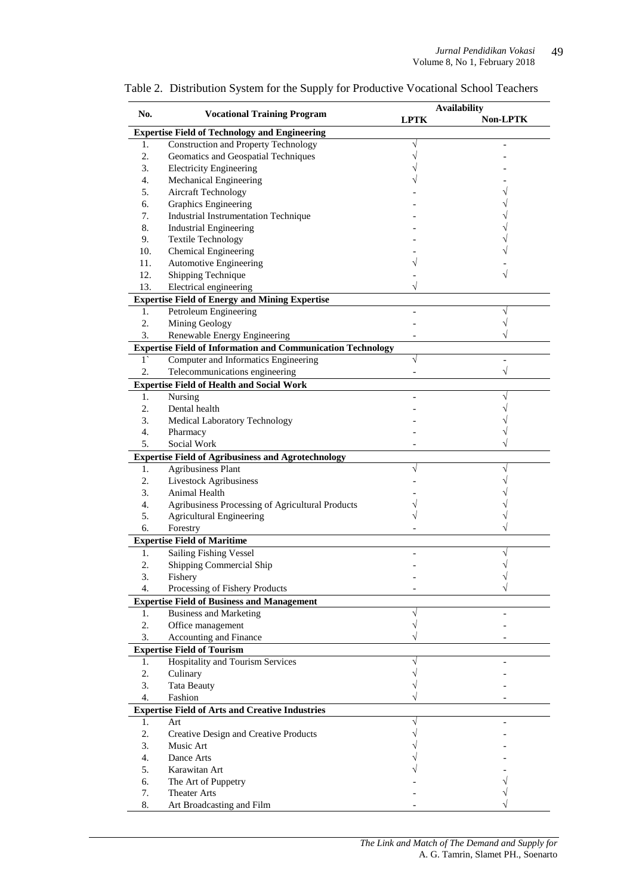Table 2. Distribution System for the Supply for Productive Vocational School Teachers

| No. | Vocational Training Program | Availability | |
|---|---|---|---|
| | | LPTK | Non-LPTK |
| **Expertise Field of Technology and Engineering** | | | |
| 1. | Construction and Property Technology | √ | - |
| 2. | Geomatics and Geospatial Techniques | √ | - |
| 3. | Electricity Engineering | √ | - |
| 4. | Mechanical Engineering | √ | - |
| 5. | Aircraft Technology | - | √ |
| 6. | Graphics Engineering | - | √ |
| 7. | Industrial Instrumentation Technique | - | √ |
| 8. | Industrial Engineering | - | √ |
| 9. | Textile Technology | - | √ |
| 10. | Chemical Engineering | - | √ |
| 11. | Automotive Engineering | √ | - |
| 12. | Shipping Technique | - | √ |
| 13. | Electrical engineering | √ | |
| **Expertise Field of Energy and Mining Expertise** | | | |
| 1. | Petroleum Engineering | - | √ |
| 2. | Mining Geology | - | √ |
| 3. | Renewable Energy Engineering | - | √ |
| **Expertise Field of Information and Communication Technology** | | | |
| 1` | Computer and Informatics Engineering | √ | - |
| 2. | Telecommunications engineering | - | √ |
| **Expertise Field of Health and Social Work** | | | |
| 1. | Nursing | - | √ |
| 2. | Dental health | - | √ |
| 3. | Medical Laboratory Technology | - | √ |
| 4. | Pharmacy | - | √ |
| 5. | Social Work | - | √ |
| **Expertise Field of Agribusiness and Agrotechnology** | | | |
| 1. | Agribusiness Plant | √ | √ |
| 2. | Livestock Agribusiness | - | √ |
| 3. | Animal Health | - | √ |
| 4. | Agribusiness Processing of Agricultural Products | √ | √ |
| 5. | Agricultural Engineering | √ | √ |
| 6. | Forestry | - | √ |
| **Expertise Field of Maritime** | | | |
| 1. | Sailing Fishing Vessel | - | √ |
| 2. | Shipping Commercial Ship | - | √ |
| 3. | Fishery | - | √ |
| 4. | Processing of Fishery Products | - | √ |
| **Expertise Field of Business and Management** | | | |
| 1. | Business and Marketing | √ | - |
| 2. | Office management | √ | - |
| 3. | Accounting and Finance | √ | - |
| **Expertise Field of Tourism** | | | |
| 1. | Hospitality and Tourism Services | √ | - |
| 2. | Culinary | √ | - |
| 3. | Tata Beauty | √ | - |
| 4. | Fashion | √ | - |
| **Expertise Field of Arts and Creative Industries** | | | |
| 1. | Art | √ | - |
| 2. | Creative Design and Creative Products | √ | - |
| 3. | Music Art | √ | - |
| 4. | Dance Arts | √ | - |
| 5. | Karawitan Art | √ | - |
| 6. | The Art of Puppetry | - | √ |
| 7. | Theater Arts | - | √ |
| 8. | Art Broadcasting and Film | - | √ |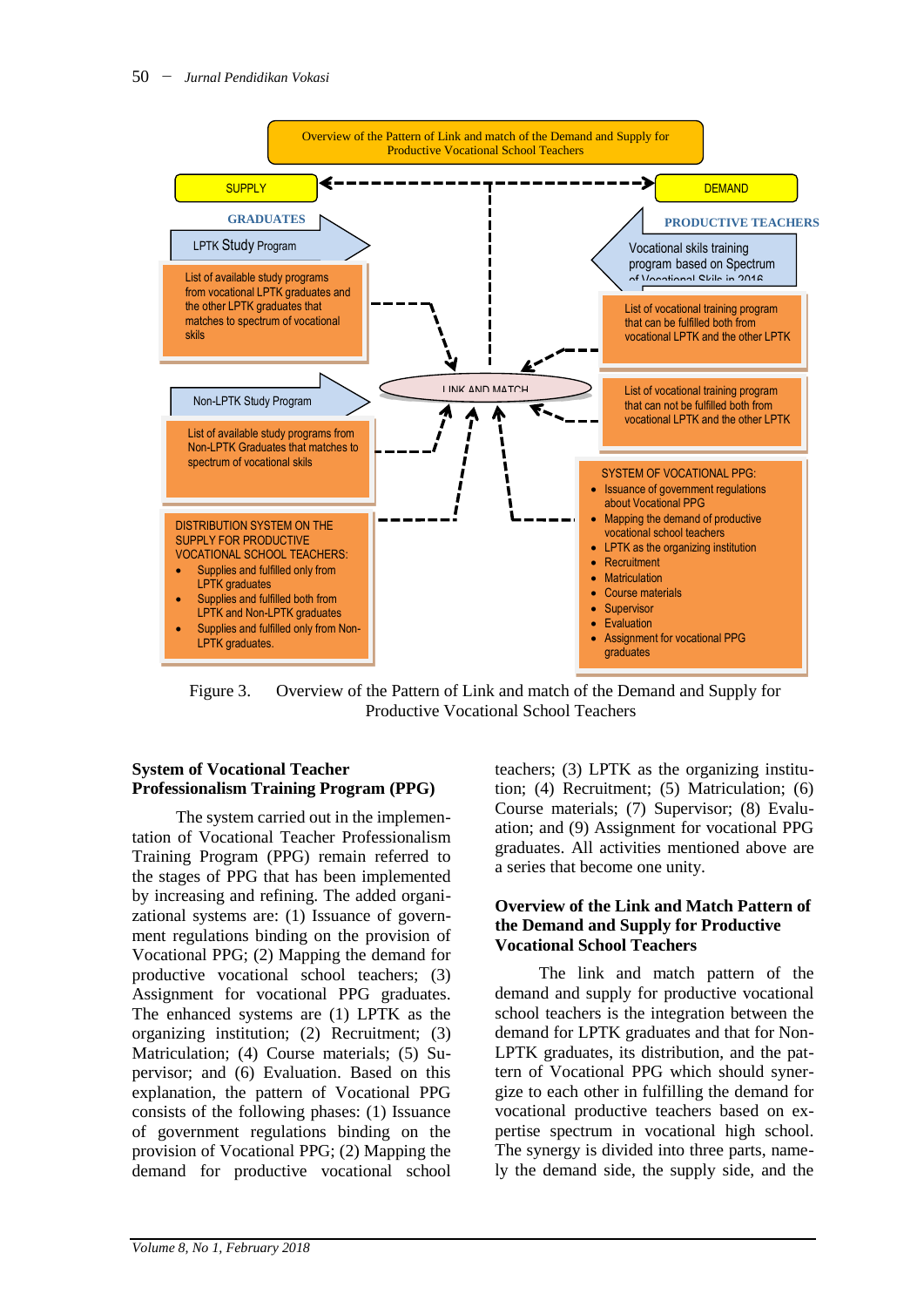Overview of the Pattern of Link and match of the Demand and Supply for Productive Vocational School Teachers

SUPPLY

DEMAND

GRADUATES

LPTK Study Program

List of available study programs from vocational LPTK graduates and the other LPTK graduates that matches to spectrum of vocational skils

Non-LPTK Study Program

List of available study programs from Non-LPTK Graduates that matches to spectrum of vocational skils

DISTRIBUTION SYSTEM ON THE SUPPLY FOR PRODUCTIVE VOCATIONAL SCHOOL TEACHERS:

- Supplies and fulfilled only from LPTK graduates
- Supplies and fulfilled both from LPTK and Non-LPTK graduates
- Supplies and fulfilled only from Non-LPTK graduates.

LINK AND MATCH

PRODUCTIVE TEACHERS

Vocational skils training program based on Spectrum of Vocational Skils in 2016

List of vocational training program that can be fulfilled both from vocational LPTK and the other LPTK

List of vocational training program that can not be fulfilled both from vocational LPTK and the other LPTK

SYSTEM OF VOCATIONAL PPG:

- Issuance of government regulations about Vocational PPG
- Mapping the demand of productive vocational school teachers
- LPTK as the organizing institution
- Recruitment
- Matriculation
- Course materials
- Supervisor
- Evaluation
- Assignment for vocational PPG graduates

Figure 3. Overview of the Pattern of Link and match of the Demand and Supply for Productive Vocational School Teachers

### System of Vocational Teacher Professionalism Training Program (PPG)

The system carried out in the implementation of Vocational Teacher Professionalism Training Program (PPG) remain referred to the stages of PPG that has been implemented by increasing and refining. The added organizational systems are: (1) Issuance of government regulations binding on the provision of Vocational PPG; (2) Mapping the demand for productive vocational school teachers; (3) Assignment for vocational PPG graduates. The enhanced systems are (1) LPTK as the organizing institution; (2) Recruitment; (3) Matriculation; (4) Course materials; (5) Supervisor; and (6) Evaluation. Based on this explanation, the pattern of Vocational PPG consists of the following phases: (1) Issuance of government regulations binding on the provision of Vocational PPG; (2) Mapping the demand for productive vocational school teachers; (3) LPTK as the organizing institution; (4) Recruitment; (5) Matriculation; (6) Course materials; (7) Supervisor; (8) Evaluation; and (9) Assignment for vocational PPG graduates. All activities mentioned above are a series that become one unity.

### Overview of the Link and Match Pattern of the Demand and Supply for Productive Vocational School Teachers

The link and match pattern of the demand and supply for productive vocational school teachers is the integration between the demand for LPTK graduates and that for Non-LPTK graduates, its distribution, and the pattern of Vocational PPG which should synergize to each other in fulfilling the demand for vocational productive teachers based on expertise spectrum in vocational high school. The synergy is divided into three parts, namely the demand side, the supply side, and the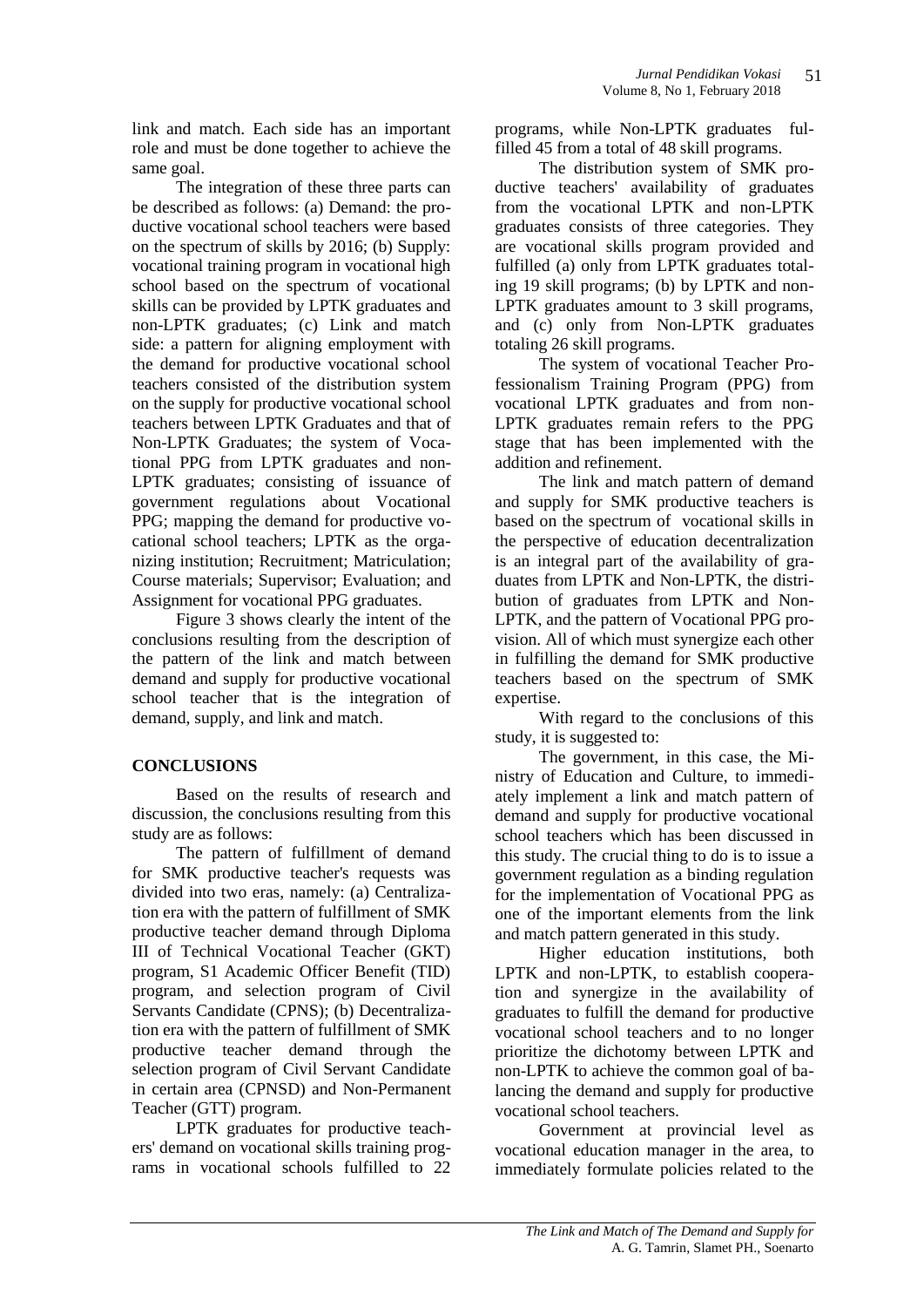link and match. Each side has an important role and must be done together to achieve the same goal.

The integration of these three parts can be described as follows: (a) Demand: the productive vocational school teachers were based on the spectrum of skills by 2016; (b) Supply: vocational training program in vocational high school based on the spectrum of vocational skills can be provided by LPTK graduates and non-LPTK graduates; (c) Link and match side: a pattern for aligning employment with the demand for productive vocational school teachers consisted of the distribution system on the supply for productive vocational school teachers between LPTK Graduates and that of Non-LPTK Graduates; the system of Vocational PPG from LPTK graduates and non-LPTK graduates; consisting of issuance of government regulations about Vocational PPG; mapping the demand for productive vocational school teachers; LPTK as the organizing institution; Recruitment; Matriculation; Course materials; Supervisor; Evaluation; and Assignment for vocational PPG graduates.

Figure 3 shows clearly the intent of the conclusions resulting from the description of the pattern of the link and match between demand and supply for productive vocational school teacher that is the integration of demand, supply, and link and match.

## CONCLUSIONS

Based on the results of research and discussion, the conclusions resulting from this study are as follows:

The pattern of fulfillment of demand for SMK productive teacher's requests was divided into two eras, namely: (a) Centralization era with the pattern of fulfillment of SMK productive teacher demand through Diploma III of Technical Vocational Teacher (GKT) program, S1 Academic Officer Benefit (TID) program, and selection program of Civil Servants Candidate (CPNS); (b) Decentralization era with the pattern of fulfillment of SMK productive teacher demand through the selection program of Civil Servant Candidate in certain area (CPNSD) and Non-Permanent Teacher (GTT) program.

LPTK graduates for productive teachers' demand on vocational skills training programs in vocational schools fulfilled to 22 programs, while Non-LPTK graduates fulfilled 45 from a total of 48 skill programs.

The distribution system of SMK productive teachers' availability of graduates from the vocational LPTK and non-LPTK graduates consists of three categories. They are vocational skills program provided and fulfilled (a) only from LPTK graduates totaling 19 skill programs; (b) by LPTK and non-LPTK graduates amount to 3 skill programs, and (c) only from Non-LPTK graduates totaling 26 skill programs.

The system of vocational Teacher Professionalism Training Program (PPG) from vocational LPTK graduates and from non-LPTK graduates remain refers to the PPG stage that has been implemented with the addition and refinement.

The link and match pattern of demand and supply for SMK productive teachers is based on the spectrum of vocational skills in the perspective of education decentralization is an integral part of the availability of graduates from LPTK and Non-LPTK, the distribution of graduates from LPTK and Non-LPTK, and the pattern of Vocational PPG provision. All of which must synergize each other in fulfilling the demand for SMK productive teachers based on the spectrum of SMK expertise.

With regard to the conclusions of this study, it is suggested to:

The government, in this case, the Ministry of Education and Culture, to immediately implement a link and match pattern of demand and supply for productive vocational school teachers which has been discussed in this study. The crucial thing to do is to issue a government regulation as a binding regulation for the implementation of Vocational PPG as one of the important elements from the link and match pattern generated in this study.

Higher education institutions, both LPTK and non-LPTK, to establish cooperation and synergize in the availability of graduates to fulfill the demand for productive vocational school teachers and to no longer prioritize the dichotomy between LPTK and non-LPTK to achieve the common goal of balancing the demand and supply for productive vocational school teachers.

Government at provincial level as vocational education manager in the area, to immediately formulate policies related to the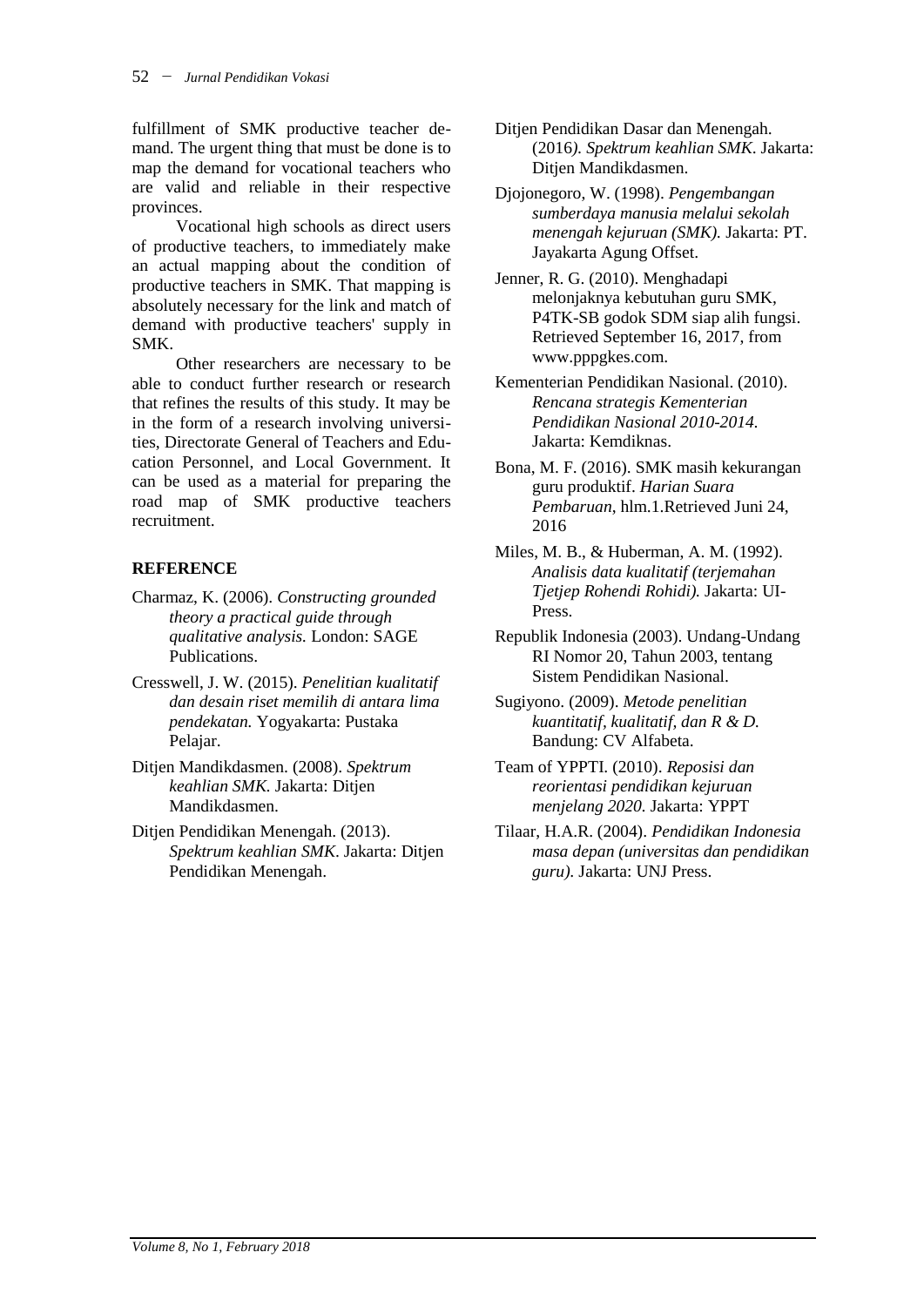fulfillment of SMK productive teacher demand. The urgent thing that must be done is to map the demand for vocational teachers who are valid and reliable in their respective provinces.

Vocational high schools as direct users of productive teachers, to immediately make an actual mapping about the condition of productive teachers in SMK. That mapping is absolutely necessary for the link and match of demand with productive teachers' supply in SMK.

Other researchers are necessary to be able to conduct further research or research that refines the results of this study. It may be in the form of a research involving universities, Directorate General of Teachers and Education Personnel, and Local Government. It can be used as a material for preparing the road map of SMK productive teachers recruitment.

## REFERENCE

Charmaz, K. (2006). *Constructing grounded theory a practical guide through qualitative analysis.* London: SAGE Publications.

Cresswell, J. W. (2015). *Penelitian kualitatif dan desain riset memilih di antara lima pendekatan.* Yogyakarta: Pustaka Pelajar.

Ditjen Mandikdasmen. (2008). *Spektrum keahlian SMK.* Jakarta: Ditjen Mandikdasmen.

Ditjen Pendidikan Menengah. (2013). *Spektrum keahlian SMK*. Jakarta: Ditjen Pendidikan Menengah.

Ditjen Pendidikan Dasar dan Menengah. (2016*). Spektrum keahlian SMK*. Jakarta: Ditjen Mandikdasmen.

Djojonegoro, W. (1998). *Pengembangan sumberdaya manusia melalui sekolah menengah kejuruan (SMK).* Jakarta: PT. Jayakarta Agung Offset.

Jenner, R. G. (2010). Menghadapi melonjaknya kebutuhan guru SMK, P4TK-SB godok SDM siap alih fungsi. Retrieved September 16, 2017, from www.pppgkes.com.

Kementerian Pendidikan Nasional. (2010). *Rencana strategis Kementerian Pendidikan Nasional 2010-2014*. Jakarta: Kemdiknas.

Bona, M. F. (2016). SMK masih kekurangan guru produktif. *Harian Suara Pembaruan*, hlm.1.Retrieved Juni 24, 2016

Miles, M. B., & Huberman, A. M. (1992). *Analisis data kualitatif (terjemahan Tjetjep Rohendi Rohidi).* Jakarta: UI-Press.

Republik Indonesia (2003). Undang-Undang RI Nomor 20, Tahun 2003, tentang Sistem Pendidikan Nasional.

Sugiyono. (2009). *Metode penelitian kuantitatif, kualitatif, dan R & D.* Bandung: CV Alfabeta.

Team of YPPTI. (2010). *Reposisi dan reorientasi pendidikan kejuruan menjelang 2020.* Jakarta: YPPT

Tilaar, H.A.R. (2004). *Pendidikan Indonesia masa depan (universitas dan pendidikan guru).* Jakarta: UNJ Press.